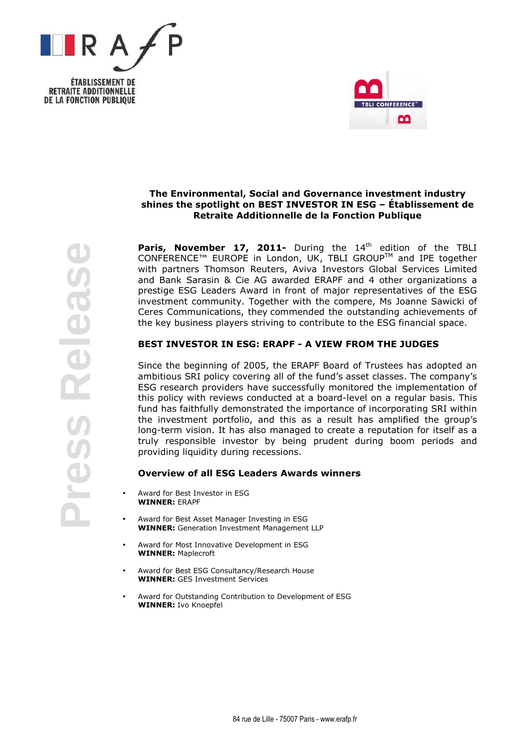ÉTABLISSEMENT DE RETRAITE ADDITIONNELLE DE LA FONCTION PUBLIQUE

Press Release

## The Environmental, Social and Governance investment industry shines the spotlight on BEST INVESTOR IN ESG – Établissement de Retraite Additionnelle de la Fonction Publique

**Paris, November 17, 2011-** During the 14th edition of the TBLI CONFERENCE™ EUROPE in London, UK, TBLI GROUP™ and IPE together with partners Thomson Reuters, Aviva Investors Global Services Limited and Bank Sarasin & Cie AG awarded ERAPF and 4 other organizations a prestige ESG Leaders Award in front of major representatives of the ESG investment community. Together with the compere, Ms Joanne Sawicki of Ceres Communications, they commended the outstanding achievements of the key business players striving to contribute to the ESG financial space.

### BEST INVESTOR IN ESG: ERAPF - A VIEW FROM THE JUDGES

Since the beginning of 2005, the ERAPF Board of Trustees has adopted an ambitious SRI policy covering all of the fund's asset classes. The company's ESG research providers have successfully monitored the implementation of this policy with reviews conducted at a board-level on a regular basis. This fund has faithfully demonstrated the importance of incorporating SRI within the investment portfolio, and this as a result has amplified the group's long-term vision. It has also managed to create a reputation for itself as a truly responsible investor by being prudent during boom periods and providing liquidity during recessions.

### Overview of all ESG Leaders Awards winners

- Award for Best Investor in ESG
  **WINNER:** ERAPF
- Award for Best Asset Manager Investing in ESG
  **WINNER:** Generation Investment Management LLP
- Award for Most Innovative Development in ESG
  **WINNER:** Maplecroft
- Award for Best ESG Consultancy/Research House
  **WINNER:** GES Investment Services
- Award for Outstanding Contribution to Development of ESG
  **WINNER:** Ivo Knoepfel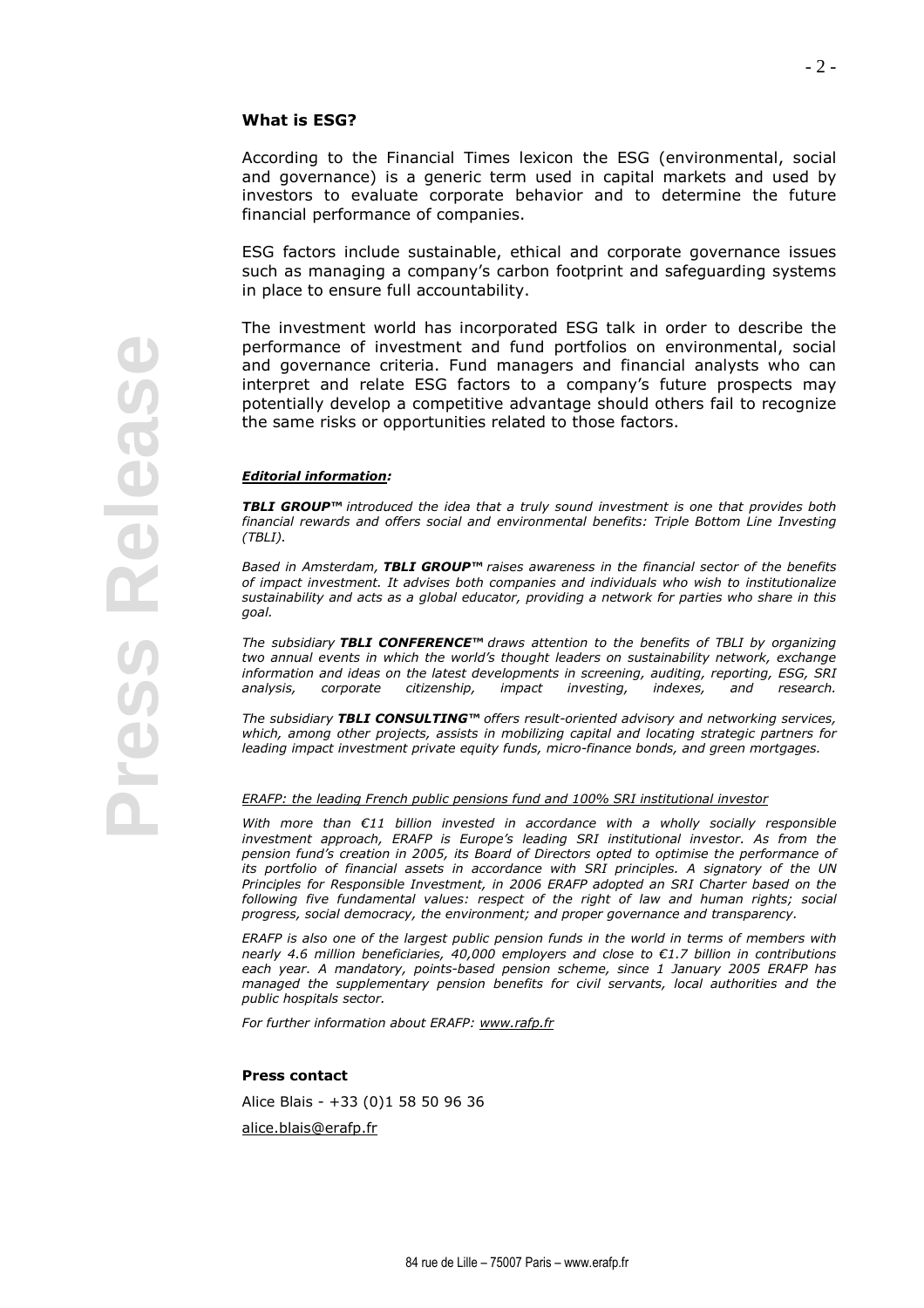**What is ESG?**

According to the Financial Times lexicon the ESG (environmental, social and governance) is a generic term used in capital markets and used by investors to evaluate corporate behavior and to determine the future financial performance of companies.

ESG factors include sustainable, ethical and corporate governance issues such as managing a company's carbon footprint and safeguarding systems in place to ensure full accountability.

The investment world has incorporated ESG talk in order to describe the performance of investment and fund portfolios on environmental, social and governance criteria. Fund managers and financial analysts who can interpret and relate ESG factors to a company's future prospects may potentially develop a competitive advantage should others fail to recognize the same risks or opportunities related to those factors.

***Editorial information:***

***TBLI GROUP™*** *introduced the idea that a truly sound investment is one that provides both financial rewards and offers social and environmental benefits: Triple Bottom Line Investing (TBLI).*

*Based in Amsterdam,* ***TBLI GROUP™*** *raises awareness in the financial sector of the benefits of impact investment. It advises both companies and individuals who wish to institutionalize sustainability and acts as a global educator, providing a network for parties who share in this goal.*

*The subsidiary* ***TBLI CONFERENCE™*** *draws attention to the benefits of TBLI by organizing two annual events in which the world's thought leaders on sustainability network, exchange information and ideas on the latest developments in screening, auditing, reporting, ESG, SRI analysis, corporate citizenship, impact investing, indexes, and research.*

*The subsidiary* ***TBLI CONSULTING™*** *offers result-oriented advisory and networking services, which, among other projects, assists in mobilizing capital and locating strategic partners for leading impact investment private equity funds, micro-finance bonds, and green mortgages.*

*ERAFP: the leading French public pensions fund and 100% SRI institutional investor*

*With more than €11 billion invested in accordance with a wholly socially responsible investment approach, ERAFP is Europe's leading SRI institutional investor. As from the pension fund's creation in 2005, its Board of Directors opted to optimise the performance of its portfolio of financial assets in accordance with SRI principles. A signatory of the UN Principles for Responsible Investment, in 2006 ERAFP adopted an SRI Charter based on the following five fundamental values: respect of the right of law and human rights; social progress, social democracy, the environment; and proper governance and transparency.*

*ERAFP is also one of the largest public pension funds in the world in terms of members with nearly 4.6 million beneficiaries, 40,000 employers and close to €1.7 billion in contributions each year. A mandatory, points-based pension scheme, since 1 January 2005 ERAFP has managed the supplementary pension benefits for civil servants, local authorities and the public hospitals sector.*

*For further information about ERAFP: www.rafp.fr*

**Press contact**

Alice Blais - +33 (0)1 58 50 96 36

alice.blais@erafp.fr